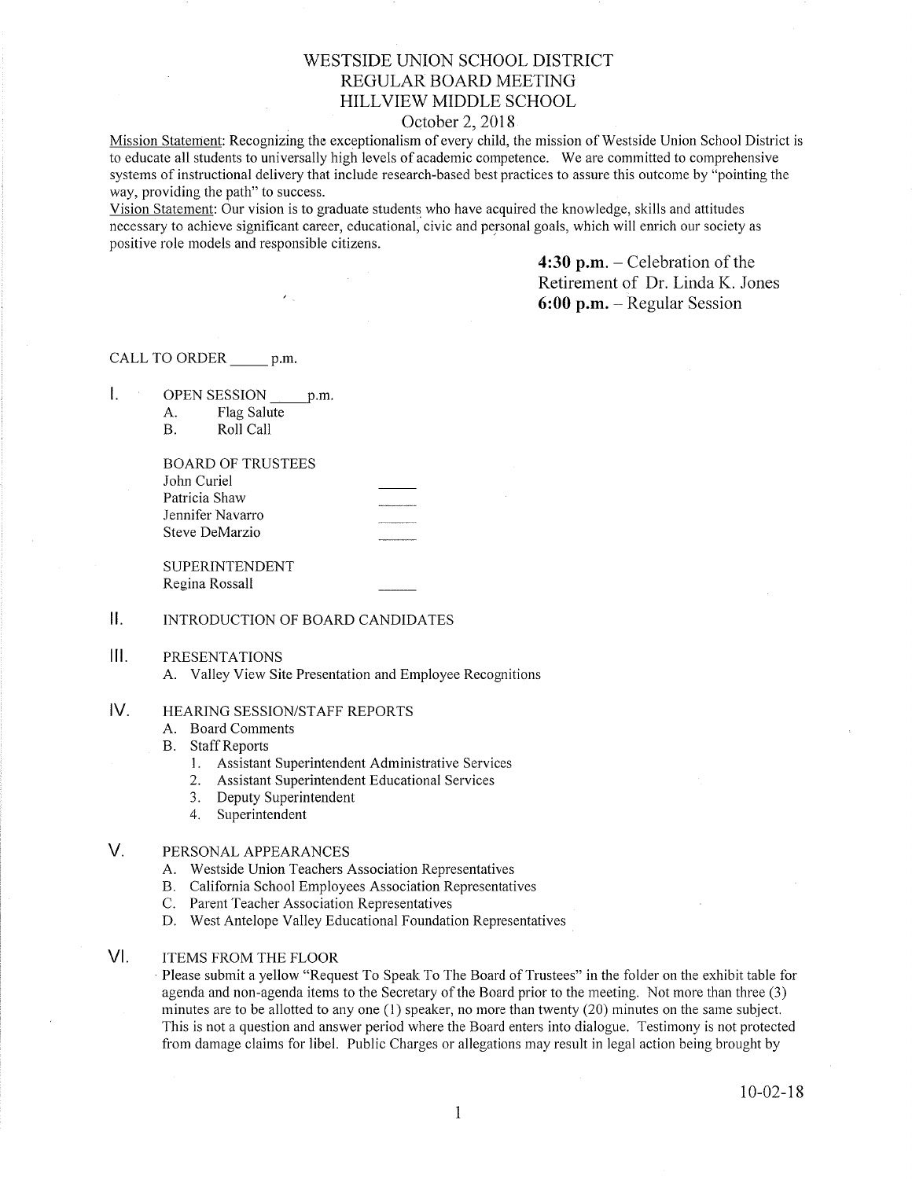# WESTSIDE UNION SCHOOL DISTRICT
## REGULAR BOARD MEETING
## HILLVIEW MIDDLE SCHOOL
### October 2, 2018

Mission Statement: Recognizing the exceptionalism of every child, the mission of Westside Union School District is to educate all students to universally high levels of academic competence. We are committed to comprehensive systems of instructional delivery that include research-based best practices to assure this outcome by "pointing the way, providing the path" to success.

Vision Statement: Our vision is to graduate students who have acquired the knowledge, skills and attitudes necessary to achieve significant career, educational, civic and personal goals, which will enrich our society as positive role models and responsible citizens.

**4:30 p.m.** – Celebration of the Retirement of Dr. Linda K. Jones
**6:00 p.m.** – Regular Session

CALL TO ORDER _____ p.m.

I. OPEN SESSION _____ p.m.
   - A. Flag Salute
   - B. Roll Call

   BOARD OF TRUSTEES
   - John Curiel _____
   - Patricia Shaw _____
   - Jennifer Navarro _____
   - Steve DeMarzio _____

   SUPERINTENDENT
   - Regina Rossall _____

II. INTRODUCTION OF BOARD CANDIDATES

III. PRESENTATIONS
   - A. Valley View Site Presentation and Employee Recognitions

IV. HEARING SESSION/STAFF REPORTS
   - A. Board Comments
   - B. Staff Reports
     1. Assistant Superintendent Administrative Services
     2. Assistant Superintendent Educational Services
     3. Deputy Superintendent
     4. Superintendent

V. PERSONAL APPEARANCES
   - A. Westside Union Teachers Association Representatives
   - B. California School Employees Association Representatives
   - C. Parent Teacher Association Representatives
   - D. West Antelope Valley Educational Foundation Representatives

VI. ITEMS FROM THE FLOOR

Please submit a yellow "Request To Speak To The Board of Trustees" in the folder on the exhibit table for agenda and non-agenda items to the Secretary of the Board prior to the meeting. Not more than three (3) minutes are to be allotted to any one (1) speaker, no more than twenty (20) minutes on the same subject. This is not a question and answer period where the Board enters into dialogue. Testimony is not protected from damage claims for libel. Public Charges or allegations may result in legal action being brought by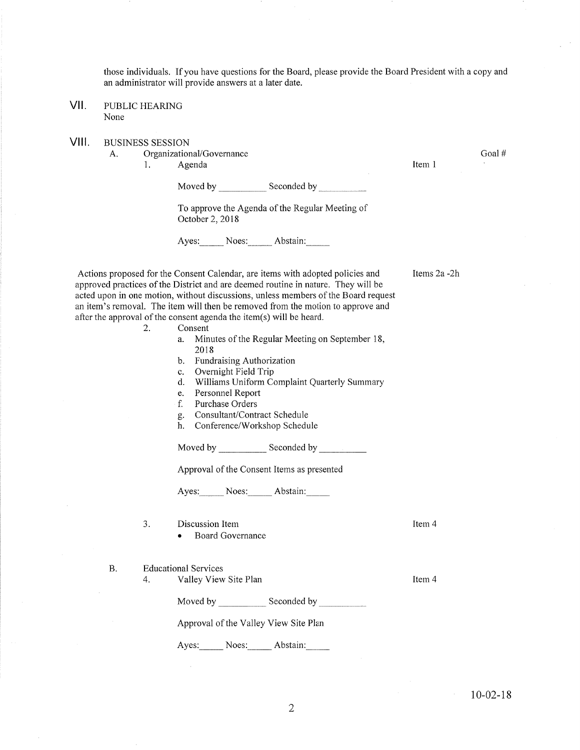those individuals. If you have questions for the Board, please provide the Board President with a copy and an administrator will provide answers at a later date.

## VII. PUBLIC HEARING

None

## VIII. BUSINESS SESSION

A. Organizational/Governance — Goal #

1. Agenda — Item 1

Moved by __________ Seconded by __________

To approve the Agenda of the Regular Meeting of October 2, 2018

Ayes:_____ Noes:_____ Abstain:_____

Actions proposed for the Consent Calendar, are items with adopted policies and approved practices of the District and are deemed routine in nature. They will be acted upon in one motion, without discussions, unless members of the Board request an item's removal. The item will then be removed from the motion to approve and after the approval of the consent agenda the item(s) will be heard. — Items 2a -2h

2. Consent
   a. Minutes of the Regular Meeting on September 18, 2018
   b. Fundraising Authorization
   c. Overnight Field Trip
   d. Williams Uniform Complaint Quarterly Summary
   e. Personnel Report
   f. Purchase Orders
   g. Consultant/Contract Schedule
   h. Conference/Workshop Schedule

Moved by __________ Seconded by __________

Approval of the Consent Items as presented

Ayes:_____ Noes:_____ Abstain:_____

3. Discussion Item — Item 4
   - Board Governance

B. Educational Services

4. Valley View Site Plan — Item 4

Moved by __________ Seconded by __________

Approval of the Valley View Site Plan

Ayes:_____ Noes:_____ Abstain:_____

10-02-18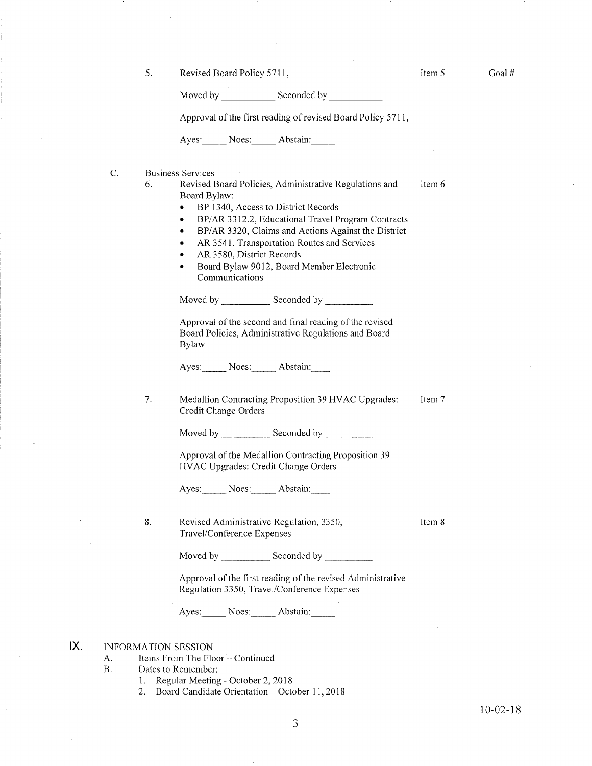5. Revised Board Policy 5711, Item 5 Goal #

Moved by ___________ Seconded by ___________

Approval of the first reading of revised Board Policy 5711,

Ayes:_____ Noes:_____ Abstain:_____

C. Business Services

6. Revised Board Policies, Administrative Regulations and Board Bylaw: Item 6

- BP 1340, Access to District Records
- BP/AR 3312.2, Educational Travel Program Contracts
- BP/AR 3320, Claims and Actions Against the District
- AR 3541, Transportation Routes and Services
- AR 3580, District Records
- Board Bylaw 9012, Board Member Electronic Communications

Moved by __________ Seconded by __________

Approval of the second and final reading of the revised Board Policies, Administrative Regulations and Board Bylaw.

Ayes:_____ Noes:_____ Abstain:____

7. Medallion Contracting Proposition 39 HVAC Upgrades: Credit Change Orders Item 7

Moved by __________ Seconded by __________

Approval of the Medallion Contracting Proposition 39 HVAC Upgrades: Credit Change Orders

Ayes:_____ Noes:_____ Abstain:____

8. Revised Administrative Regulation, 3350, Travel/Conference Expenses Item 8

Moved by __________ Seconded by __________

Approval of the first reading of the revised Administrative Regulation 3350, Travel/Conference Expenses

Ayes:_____ Noes:_____ Abstain:_____

## IX. INFORMATION SESSION

A. Items From The Floor – Continued

B. Dates to Remember:

1. Regular Meeting - October 2, 2018
2. Board Candidate Orientation – October 11, 2018

10-02-18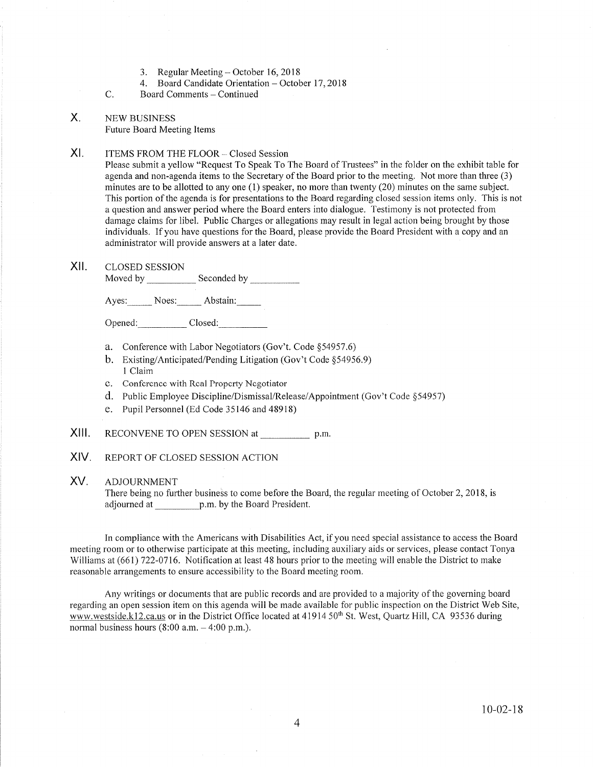3. Regular Meeting – October 16, 2018
4. Board Candidate Orientation – October 17, 2018

C. Board Comments – Continued

## X. NEW BUSINESS

Future Board Meeting Items

## XI. ITEMS FROM THE FLOOR – Closed Session

Please submit a yellow "Request To Speak To The Board of Trustees" in the folder on the exhibit table for agenda and non-agenda items to the Secretary of the Board prior to the meeting. Not more than three (3) minutes are to be allotted to any one (1) speaker, no more than twenty (20) minutes on the same subject. This portion of the agenda is for presentations to the Board regarding closed session items only. This is not a question and answer period where the Board enters into dialogue. Testimony is not protected from damage claims for libel. Public Charges or allegations may result in legal action being brought by those individuals. If you have questions for the Board, please provide the Board President with a copy and an administrator will provide answers at a later date.

## XII. CLOSED SESSION

Moved by __________ Seconded by __________

Ayes:_____ Noes:_____ Abstain:_____

Opened:__________ Closed:__________

a. Conference with Labor Negotiators (Gov't. Code §54957.6)
b. Existing/Anticipated/Pending Litigation (Gov't Code §54956.9)
   1 Claim
c. Conference with Real Property Negotiator
d. Public Employee Discipline/Dismissal/Release/Appointment (Gov't Code §54957)
e. Pupil Personnel (Ed Code 35146 and 48918)

## XIII. RECONVENE TO OPEN SESSION at __________ p.m.

## XIV. REPORT OF CLOSED SESSION ACTION

## XV. ADJOURNMENT

There being no further business to come before the Board, the regular meeting of October 2, 2018, is adjourned at _________p.m. by the Board President.

In compliance with the Americans with Disabilities Act, if you need special assistance to access the Board meeting room or to otherwise participate at this meeting, including auxiliary aids or services, please contact Tonya Williams at (661) 722-0716. Notification at least 48 hours prior to the meeting will enable the District to make reasonable arrangements to ensure accessibility to the Board meeting room.

Any writings or documents that are public records and are provided to a majority of the governing board regarding an open session item on this agenda will be made available for public inspection on the District Web Site, www.westside.k12.ca.us or in the District Office located at 41914 50th St. West, Quartz Hill, CA 93536 during normal business hours (8:00 a.m. – 4:00 p.m.).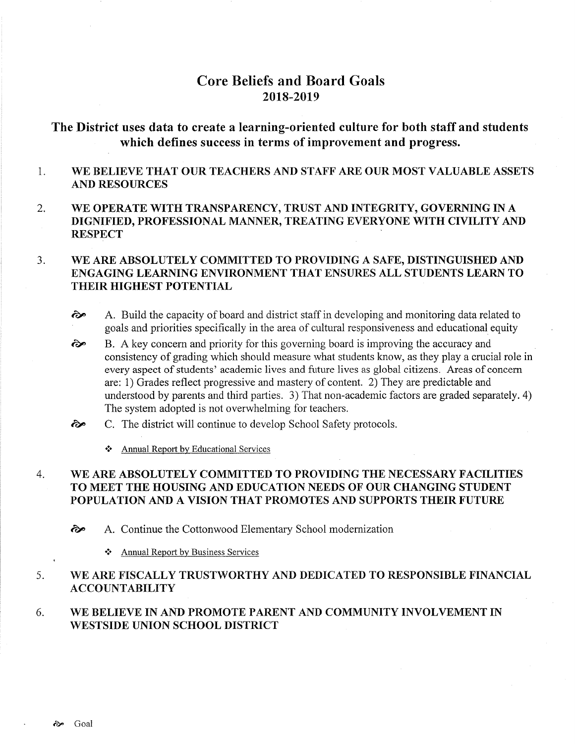# Core Beliefs and Board Goals
# 2018-2019

## The District uses data to create a learning-oriented culture for both staff and students which defines success in terms of improvement and progress.

1. **WE BELIEVE THAT OUR TEACHERS AND STAFF ARE OUR MOST VALUABLE ASSETS AND RESOURCES**

2. **WE OPERATE WITH TRANSPARENCY, TRUST AND INTEGRITY, GOVERNING IN A DIGNIFIED, PROFESSIONAL MANNER, TREATING EVERYONE WITH CIVILITY AND RESPECT**

3. **WE ARE ABSOLUTELY COMMITTED TO PROVIDING A SAFE, DISTINGUISHED AND ENGAGING LEARNING ENVIRONMENT THAT ENSURES ALL STUDENTS LEARN TO THEIR HIGHEST POTENTIAL**

   ࿐ A. Build the capacity of board and district staff in developing and monitoring data related to goals and priorities specifically in the area of cultural responsiveness and educational equity

   ࿐ B. A key concern and priority for this governing board is improving the accuracy and consistency of grading which should measure what students know, as they play a crucial role in every aspect of students' academic lives and future lives as global citizens. Areas of concern are: 1) Grades reflect progressive and mastery of content. 2) They are predictable and understood by parents and third parties. 3) That non-academic factors are graded separately. 4) The system adopted is not overwhelming for teachers.

   ࿐ C. The district will continue to develop School Safety protocols.

   - <u>Annual Report by Educational Services</u>

4. **WE ARE ABSOLUTELY COMMITTED TO PROVIDING THE NECESSARY FACILITIES TO MEET THE HOUSING AND EDUCATION NEEDS OF OUR CHANGING STUDENT POPULATION AND A VISION THAT PROMOTES AND SUPPORTS THEIR FUTURE**

   ࿐ A. Continue the Cottonwood Elementary School modernization

   - <u>Annual Report by Business Services</u>

5. **WE ARE FISCALLY TRUSTWORTHY AND DEDICATED TO RESPONSIBLE FINANCIAL ACCOUNTABILITY**

6. **WE BELIEVE IN AND PROMOTE PARENT AND COMMUNITY INVOLVEMENT IN WESTSIDE UNION SCHOOL DISTRICT**

࿐ Goal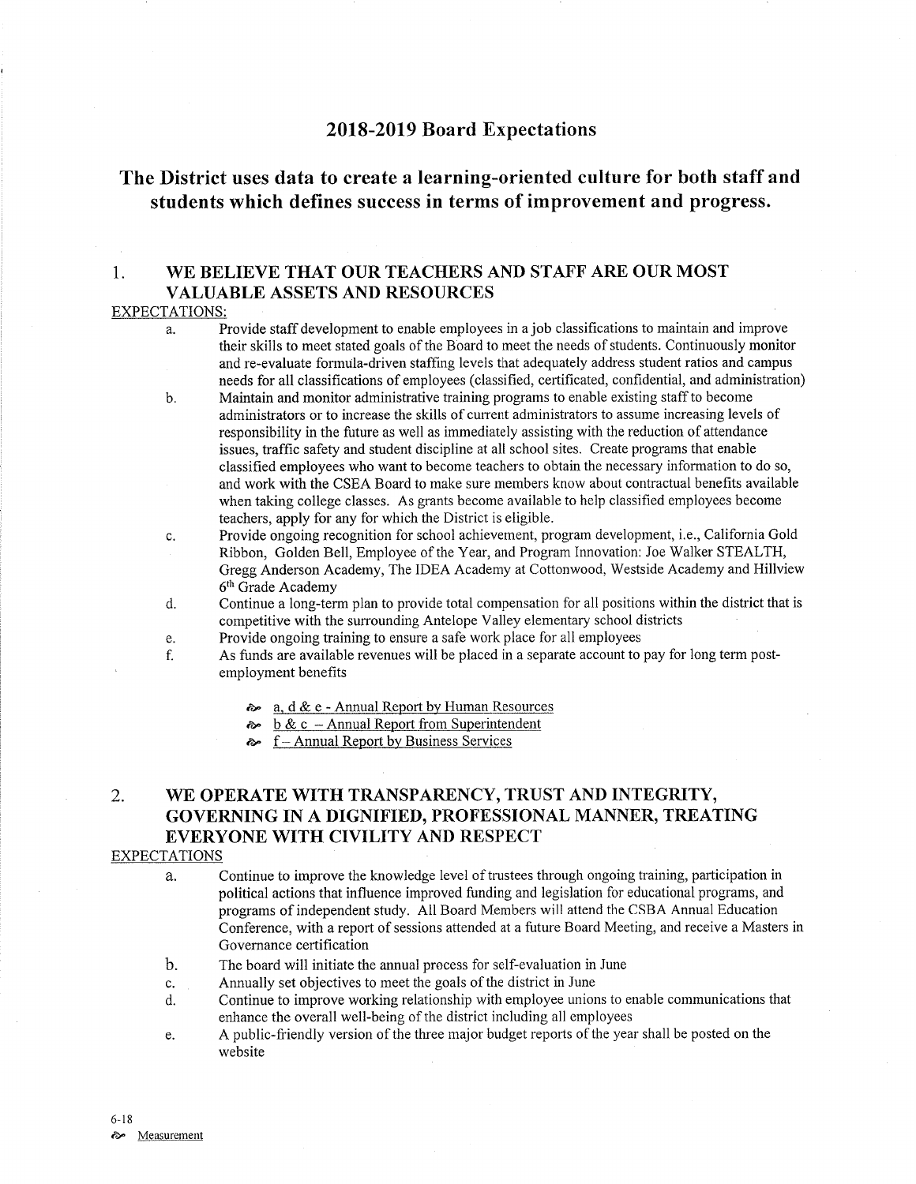# 2018-2019 Board Expectations

## The District uses data to create a learning-oriented culture for both staff and students which defines success in terms of improvement and progress.

### 1. WE BELIEVE THAT OUR TEACHERS AND STAFF ARE OUR MOST VALUABLE ASSETS AND RESOURCES

EXPECTATIONS:

a. Provide staff development to enable employees in a job classifications to maintain and improve their skills to meet stated goals of the Board to meet the needs of students. Continuously monitor and re-evaluate formula-driven staffing levels that adequately address student ratios and campus needs for all classifications of employees (classified, certificated, confidential, and administration)

b. Maintain and monitor administrative training programs to enable existing staff to become administrators or to increase the skills of current administrators to assume increasing levels of responsibility in the future as well as immediately assisting with the reduction of attendance issues, traffic safety and student discipline at all school sites. Create programs that enable classified employees who want to become teachers to obtain the necessary information to do so, and work with the CSEA Board to make sure members know about contractual benefits available when taking college classes. As grants become available to help classified employees become teachers, apply for any for which the District is eligible.

c. Provide ongoing recognition for school achievement, program development, i.e., California Gold Ribbon, Golden Bell, Employee of the Year, and Program Innovation: Joe Walker STEALTH, Gregg Anderson Academy, The IDEA Academy at Cottonwood, Westside Academy and Hillview 6th Grade Academy

d. Continue a long-term plan to provide total compensation for all positions within the district that is competitive with the surrounding Antelope Valley elementary school districts

e. Provide ongoing training to ensure a safe work place for all employees

f. As funds are available revenues will be placed in a separate account to pay for long term post-employment benefits

- a, d & e - Annual Report by Human Resources
- b & c – Annual Report from Superintendent
- f – Annual Report by Business Services

### 2. WE OPERATE WITH TRANSPARENCY, TRUST AND INTEGRITY, GOVERNING IN A DIGNIFIED, PROFESSIONAL MANNER, TREATING EVERYONE WITH CIVILITY AND RESPECT

EXPECTATIONS

a. Continue to improve the knowledge level of trustees through ongoing training, participation in political actions that influence improved funding and legislation for educational programs, and programs of independent study. All Board Members will attend the CSBA Annual Education Conference, with a report of sessions attended at a future Board Meeting, and receive a Masters in Governance certification

b. The board will initiate the annual process for self-evaluation in June

c. Annually set objectives to meet the goals of the district in June

d. Continue to improve working relationship with employee unions to enable communications that enhance the overall well-being of the district including all employees

e. A public-friendly version of the three major budget reports of the year shall be posted on the website

6-18
Measurement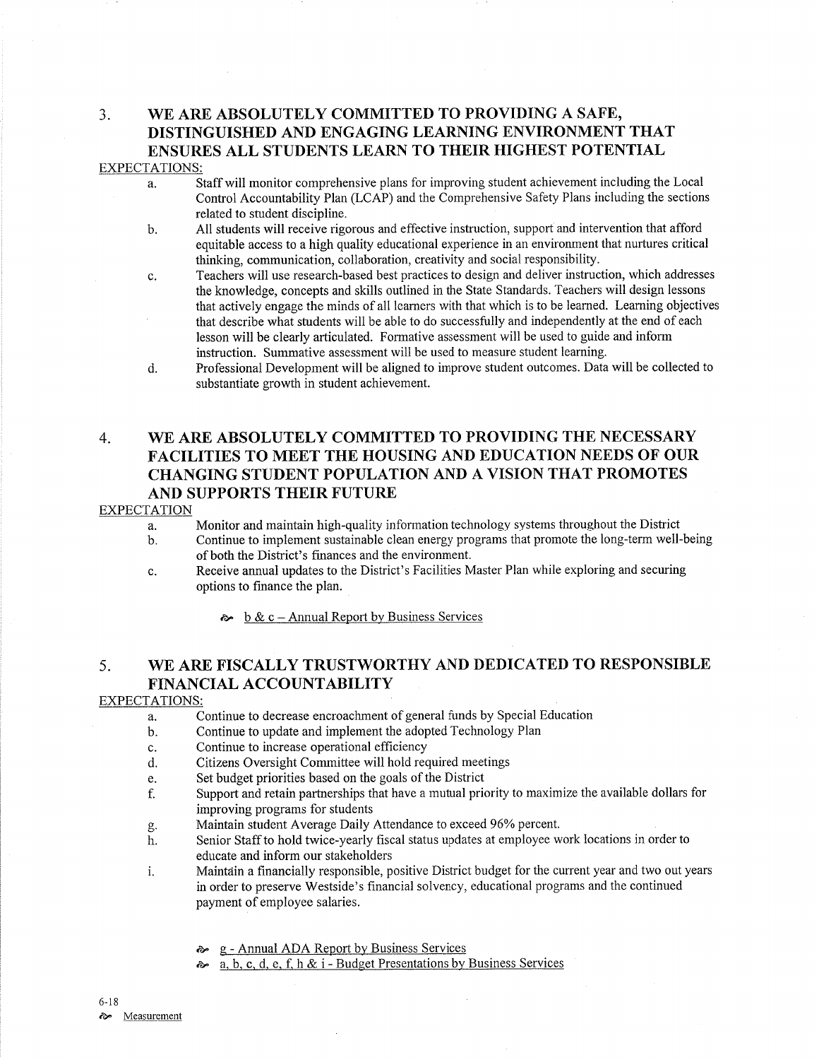## 3. WE ARE ABSOLUTELY COMMITTED TO PROVIDING A SAFE, DISTINGUISHED AND ENGAGING LEARNING ENVIRONMENT THAT ENSURES ALL STUDENTS LEARN TO THEIR HIGHEST POTENTIAL

EXPECTATIONS:

a. Staff will monitor comprehensive plans for improving student achievement including the Local Control Accountability Plan (LCAP) and the Comprehensive Safety Plans including the sections related to student discipline.

b. All students will receive rigorous and effective instruction, support and intervention that afford equitable access to a high quality educational experience in an environment that nurtures critical thinking, communication, collaboration, creativity and social responsibility.

c. Teachers will use research-based best practices to design and deliver instruction, which addresses the knowledge, concepts and skills outlined in the State Standards. Teachers will design lessons that actively engage the minds of all learners with that which is to be learned. Learning objectives that describe what students will be able to do successfully and independently at the end of each lesson will be clearly articulated. Formative assessment will be used to guide and inform instruction. Summative assessment will be used to measure student learning.

d. Professional Development will be aligned to improve student outcomes. Data will be collected to substantiate growth in student achievement.

## 4. WE ARE ABSOLUTELY COMMITTED TO PROVIDING THE NECESSARY FACILITIES TO MEET THE HOUSING AND EDUCATION NEEDS OF OUR CHANGING STUDENT POPULATION AND A VISION THAT PROMOTES AND SUPPORTS THEIR FUTURE

EXPECTATION

a. Monitor and maintain high-quality information technology systems throughout the District

b. Continue to implement sustainable clean energy programs that promote the long-term well-being of both the District's finances and the environment.

c. Receive annual updates to the District's Facilities Master Plan while exploring and securing options to finance the plan.

- b & c – Annual Report by Business Services

## 5. WE ARE FISCALLY TRUSTWORTHY AND DEDICATED TO RESPONSIBLE FINANCIAL ACCOUNTABILITY

EXPECTATIONS:

a. Continue to decrease encroachment of general funds by Special Education

b. Continue to update and implement the adopted Technology Plan

c. Continue to increase operational efficiency

d. Citizens Oversight Committee will hold required meetings

e. Set budget priorities based on the goals of the District

f. Support and retain partnerships that have a mutual priority to maximize the available dollars for improving programs for students

g. Maintain student Average Daily Attendance to exceed 96% percent.

h. Senior Staff to hold twice-yearly fiscal status updates at employee work locations in order to educate and inform our stakeholders

i. Maintain a financially responsible, positive District budget for the current year and two out years in order to preserve Westside's financial solvency, educational programs and the continued payment of employee salaries.

- g - Annual ADA Report by Business Services
- a, b, c, d, e, f, h & i - Budget Presentations by Business Services

6-18

- Measurement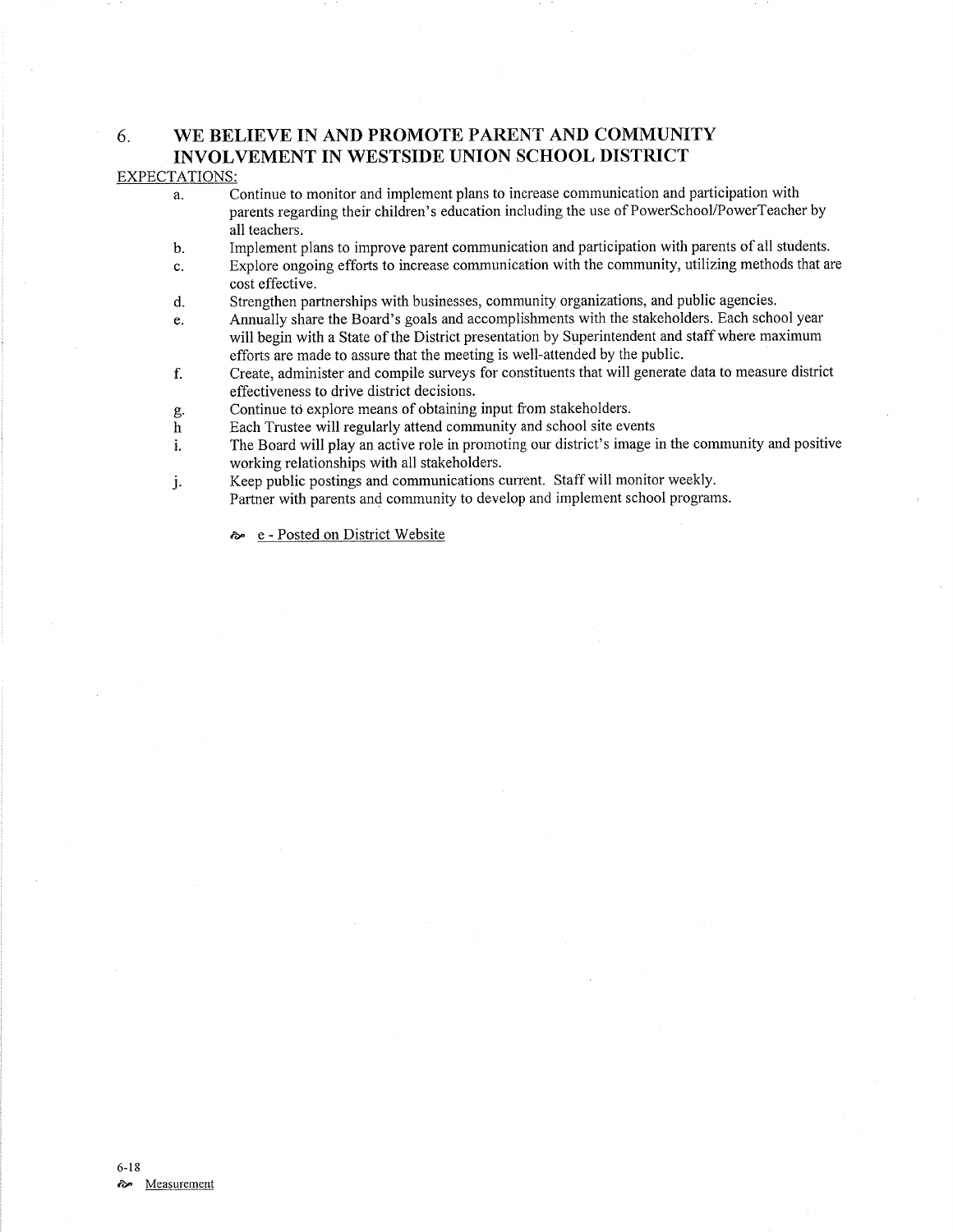## 6. WE BELIEVE IN AND PROMOTE PARENT AND COMMUNITY INVOLVEMENT IN WESTSIDE UNION SCHOOL DISTRICT

EXPECTATIONS:

a. Continue to monitor and implement plans to increase communication and participation with parents regarding their children's education including the use of PowerSchool/PowerTeacher by all teachers.

b. Implement plans to improve parent communication and participation with parents of all students.

c. Explore ongoing efforts to increase communication with the community, utilizing methods that are cost effective.

d. Strengthen partnerships with businesses, community organizations, and public agencies.

e. Annually share the Board's goals and accomplishments with the stakeholders. Each school year will begin with a State of the District presentation by Superintendent and staff where maximum efforts are made to assure that the meeting is well-attended by the public.

f. Create, administer and compile surveys for constituents that will generate data to measure district effectiveness to drive district decisions.

g. Continue to explore means of obtaining input from stakeholders.

h Each Trustee will regularly attend community and school site events

i. The Board will play an active role in promoting our district's image in the community and positive working relationships with all stakeholders.

j. Keep public postings and communications current. Staff will monitor weekly.
Partner with parents and community to develop and implement school programs.

✍ e - Posted on District Website

6-18

✍ Measurement